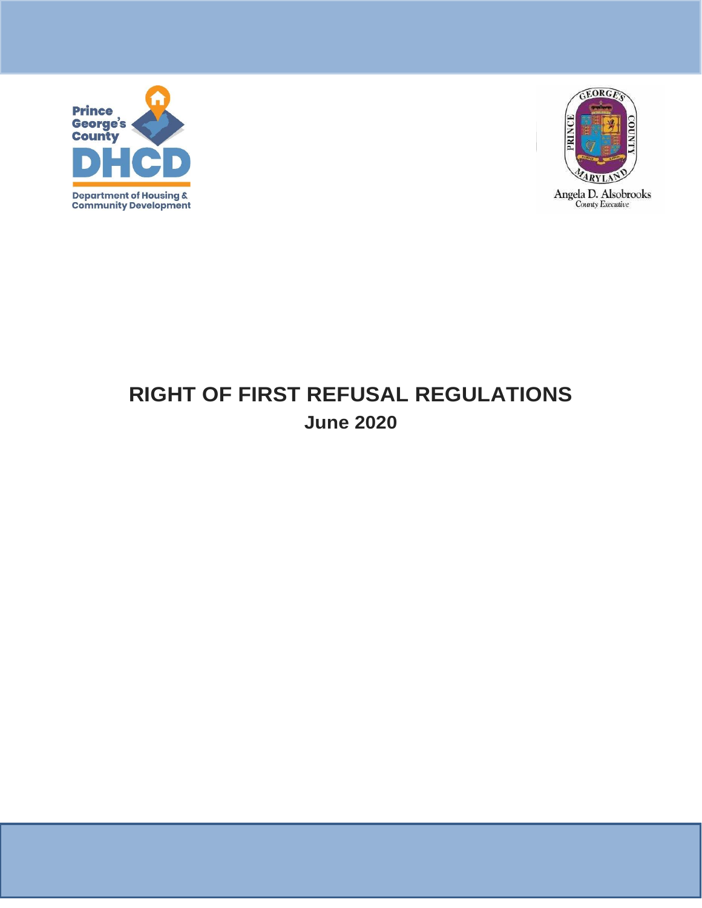Prince George's County

DHCD

Department of Housing & Community Development

GEORGE'S PRINCE COUNTY MARYLAND

Angela D. Alsobrooks
County Executive

# RIGHT OF FIRST REFUSAL REGULATIONS

## June 2020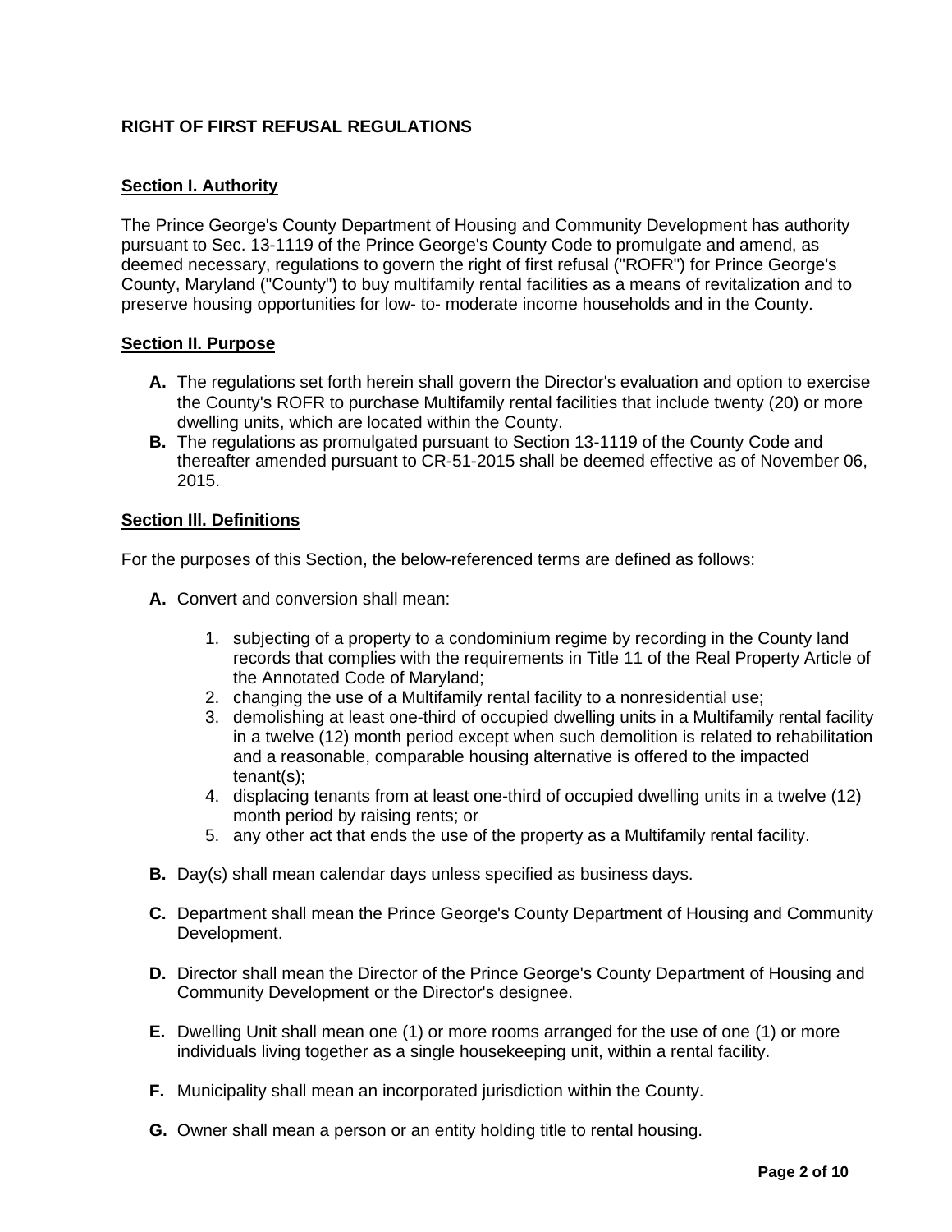# RIGHT OF FIRST REFUSAL REGULATIONS

## Section I. Authority

The Prince George's County Department of Housing and Community Development has authority pursuant to Sec. 13-1119 of the Prince George's County Code to promulgate and amend, as deemed necessary, regulations to govern the right of first refusal ("ROFR") for Prince George's County, Maryland ("County") to buy multifamily rental facilities as a means of revitalization and to preserve housing opportunities for low- to- moderate income households and in the County.

## Section II. Purpose

**A.** The regulations set forth herein shall govern the Director's evaluation and option to exercise the County's ROFR to purchase Multifamily rental facilities that include twenty (20) or more dwelling units, which are located within the County.

**B.** The regulations as promulgated pursuant to Section 13-1119 of the County Code and thereafter amended pursuant to CR-51-2015 shall be deemed effective as of November 06, 2015.

## Section III. Definitions

For the purposes of this Section, the below-referenced terms are defined as follows:

**A.** Convert and conversion shall mean:

1. subjecting of a property to a condominium regime by recording in the County land records that complies with the requirements in Title 11 of the Real Property Article of the Annotated Code of Maryland;
2. changing the use of a Multifamily rental facility to a nonresidential use;
3. demolishing at least one-third of occupied dwelling units in a Multifamily rental facility in a twelve (12) month period except when such demolition is related to rehabilitation and a reasonable, comparable housing alternative is offered to the impacted tenant(s);
4. displacing tenants from at least one-third of occupied dwelling units in a twelve (12) month period by raising rents; or
5. any other act that ends the use of the property as a Multifamily rental facility.

**B.** Day(s) shall mean calendar days unless specified as business days.

**C.** Department shall mean the Prince George's County Department of Housing and Community Development.

**D.** Director shall mean the Director of the Prince George's County Department of Housing and Community Development or the Director's designee.

**E.** Dwelling Unit shall mean one (1) or more rooms arranged for the use of one (1) or more individuals living together as a single housekeeping unit, within a rental facility.

**F.** Municipality shall mean an incorporated jurisdiction within the County.

**G.** Owner shall mean a person or an entity holding title to rental housing.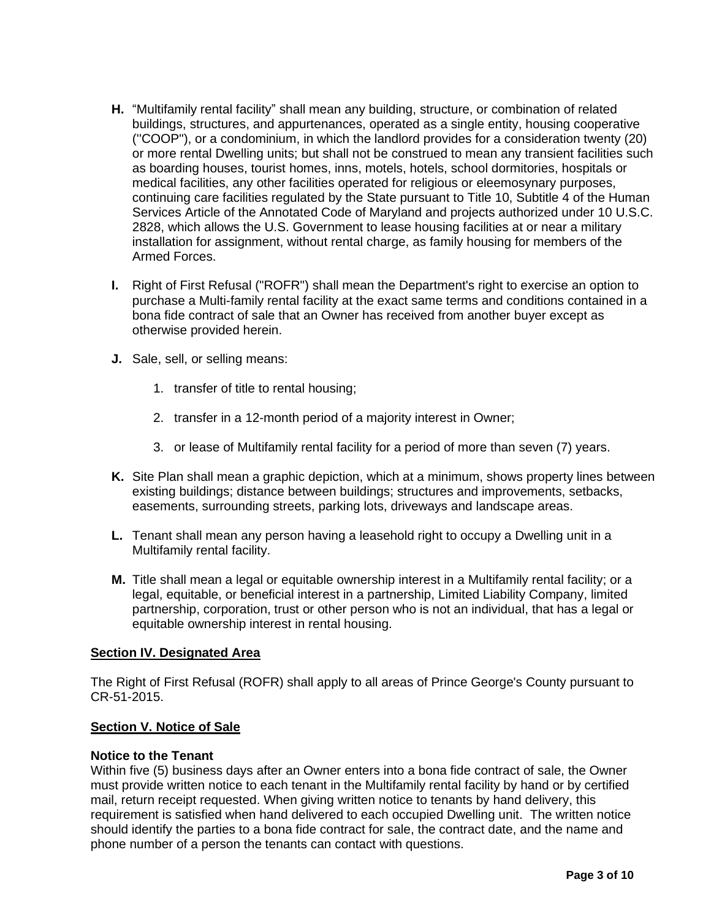**H.** "Multifamily rental facility" shall mean any building, structure, or combination of related buildings, structures, and appurtenances, operated as a single entity, housing cooperative ("COOP"), or a condominium, in which the landlord provides for a consideration twenty (20) or more rental Dwelling units; but shall not be construed to mean any transient facilities such as boarding houses, tourist homes, inns, motels, hotels, school dormitories, hospitals or medical facilities, any other facilities operated for religious or eleemosynary purposes, continuing care facilities regulated by the State pursuant to Title 10, Subtitle 4 of the Human Services Article of the Annotated Code of Maryland and projects authorized under 10 U.S.C. 2828, which allows the U.S. Government to lease housing facilities at or near a military installation for assignment, without rental charge, as family housing for members of the Armed Forces.

**I.** Right of First Refusal ("ROFR") shall mean the Department's right to exercise an option to purchase a Multi-family rental facility at the exact same terms and conditions contained in a bona fide contract of sale that an Owner has received from another buyer except as otherwise provided herein.

**J.** Sale, sell, or selling means:

1. transfer of title to rental housing;
2. transfer in a 12-month period of a majority interest in Owner;
3. or lease of Multifamily rental facility for a period of more than seven (7) years.

**K.** Site Plan shall mean a graphic depiction, which at a minimum, shows property lines between existing buildings; distance between buildings; structures and improvements, setbacks, easements, surrounding streets, parking lots, driveways and landscape areas.

**L.** Tenant shall mean any person having a leasehold right to occupy a Dwelling unit in a Multifamily rental facility.

**M.** Title shall mean a legal or equitable ownership interest in a Multifamily rental facility; or a legal, equitable, or beneficial interest in a partnership, Limited Liability Company, limited partnership, corporation, trust or other person who is not an individual, that has a legal or equitable ownership interest in rental housing.

## Section IV. Designated Area

The Right of First Refusal (ROFR) shall apply to all areas of Prince George's County pursuant to CR-51-2015.

## Section V. Notice of Sale

### Notice to the Tenant

Within five (5) business days after an Owner enters into a bona fide contract of sale, the Owner must provide written notice to each tenant in the Multifamily rental facility by hand or by certified mail, return receipt requested. When giving written notice to tenants by hand delivery, this requirement is satisfied when hand delivered to each occupied Dwelling unit. The written notice should identify the parties to a bona fide contract for sale, the contract date, and the name and phone number of a person the tenants can contact with questions.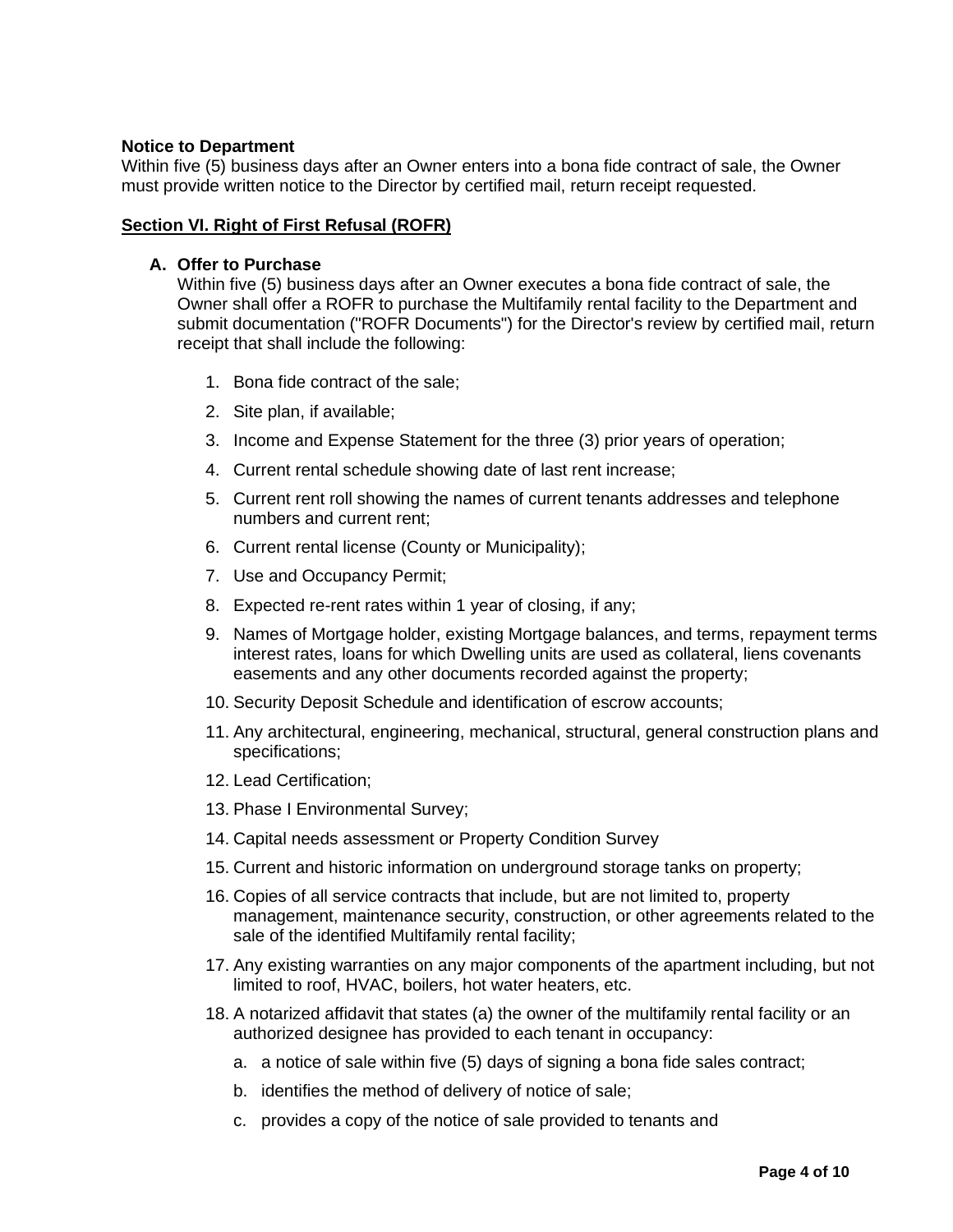**Notice to Department**

Within five (5) business days after an Owner enters into a bona fide contract of sale, the Owner must provide written notice to the Director by certified mail, return receipt requested.

## <u>Section VI. Right of First Refusal (ROFR)</u>

**A. Offer to Purchase**

Within five (5) business days after an Owner executes a bona fide contract of sale, the Owner shall offer a ROFR to purchase the Multifamily rental facility to the Department and submit documentation ("ROFR Documents") for the Director's review by certified mail, return receipt that shall include the following:

1. Bona fide contract of the sale;
2. Site plan, if available;
3. Income and Expense Statement for the three (3) prior years of operation;
4. Current rental schedule showing date of last rent increase;
5. Current rent roll showing the names of current tenants addresses and telephone numbers and current rent;
6. Current rental license (County or Municipality);
7. Use and Occupancy Permit;
8. Expected re-rent rates within 1 year of closing, if any;
9. Names of Mortgage holder, existing Mortgage balances, and terms, repayment terms interest rates, loans for which Dwelling units are used as collateral, liens covenants easements and any other documents recorded against the property;
10. Security Deposit Schedule and identification of escrow accounts;
11. Any architectural, engineering, mechanical, structural, general construction plans and specifications;
12. Lead Certification;
13. Phase I Environmental Survey;
14. Capital needs assessment or Property Condition Survey
15. Current and historic information on underground storage tanks on property;
16. Copies of all service contracts that include, but are not limited to, property management, maintenance security, construction, or other agreements related to the sale of the identified Multifamily rental facility;
17. Any existing warranties on any major components of the apartment including, but not limited to roof, HVAC, boilers, hot water heaters, etc.
18. A notarized affidavit that states (a) the owner of the multifamily rental facility or an authorized designee has provided to each tenant in occupancy:
    a. a notice of sale within five (5) days of signing a bona fide sales contract;
    b. identifies the method of delivery of notice of sale;
    c. provides a copy of the notice of sale provided to tenants and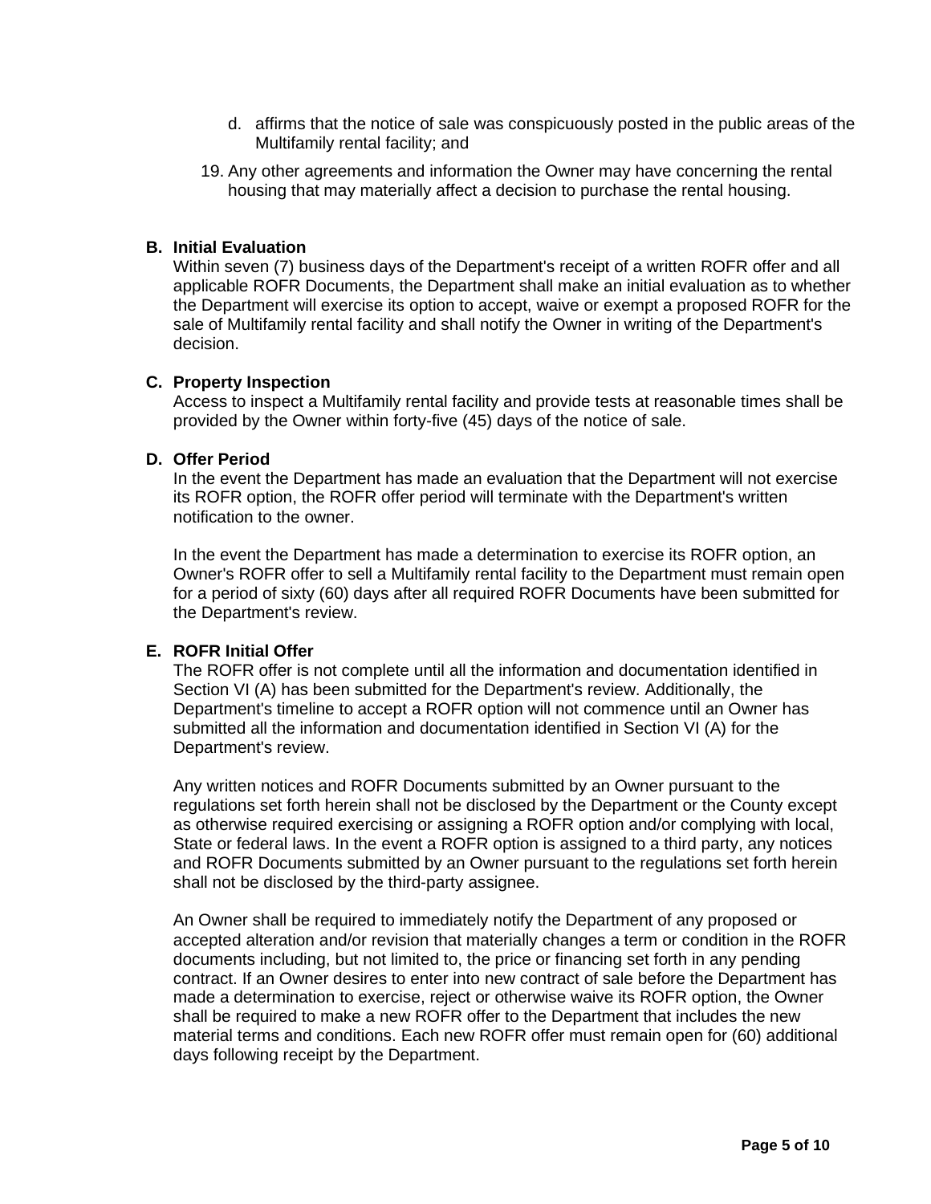d. affirms that the notice of sale was conspicuously posted in the public areas of the Multifamily rental facility; and

19. Any other agreements and information the Owner may have concerning the rental housing that may materially affect a decision to purchase the rental housing.

**B. Initial Evaluation**

Within seven (7) business days of the Department's receipt of a written ROFR offer and all applicable ROFR Documents, the Department shall make an initial evaluation as to whether the Department will exercise its option to accept, waive or exempt a proposed ROFR for the sale of Multifamily rental facility and shall notify the Owner in writing of the Department's decision.

**C. Property Inspection**

Access to inspect a Multifamily rental facility and provide tests at reasonable times shall be provided by the Owner within forty-five (45) days of the notice of sale.

**D. Offer Period**

In the event the Department has made an evaluation that the Department will not exercise its ROFR option, the ROFR offer period will terminate with the Department's written notification to the owner.

In the event the Department has made a determination to exercise its ROFR option, an Owner's ROFR offer to sell a Multifamily rental facility to the Department must remain open for a period of sixty (60) days after all required ROFR Documents have been submitted for the Department's review.

**E. ROFR Initial Offer**

The ROFR offer is not complete until all the information and documentation identified in Section VI (A) has been submitted for the Department's review. Additionally, the Department's timeline to accept a ROFR option will not commence until an Owner has submitted all the information and documentation identified in Section VI (A) for the Department's review.

Any written notices and ROFR Documents submitted by an Owner pursuant to the regulations set forth herein shall not be disclosed by the Department or the County except as otherwise required exercising or assigning a ROFR option and/or complying with local, State or federal laws. In the event a ROFR option is assigned to a third party, any notices and ROFR Documents submitted by an Owner pursuant to the regulations set forth herein shall not be disclosed by the third-party assignee.

An Owner shall be required to immediately notify the Department of any proposed or accepted alteration and/or revision that materially changes a term or condition in the ROFR documents including, but not limited to, the price or financing set forth in any pending contract. If an Owner desires to enter into new contract of sale before the Department has made a determination to exercise, reject or otherwise waive its ROFR option, the Owner shall be required to make a new ROFR offer to the Department that includes the new material terms and conditions. Each new ROFR offer must remain open for (60) additional days following receipt by the Department.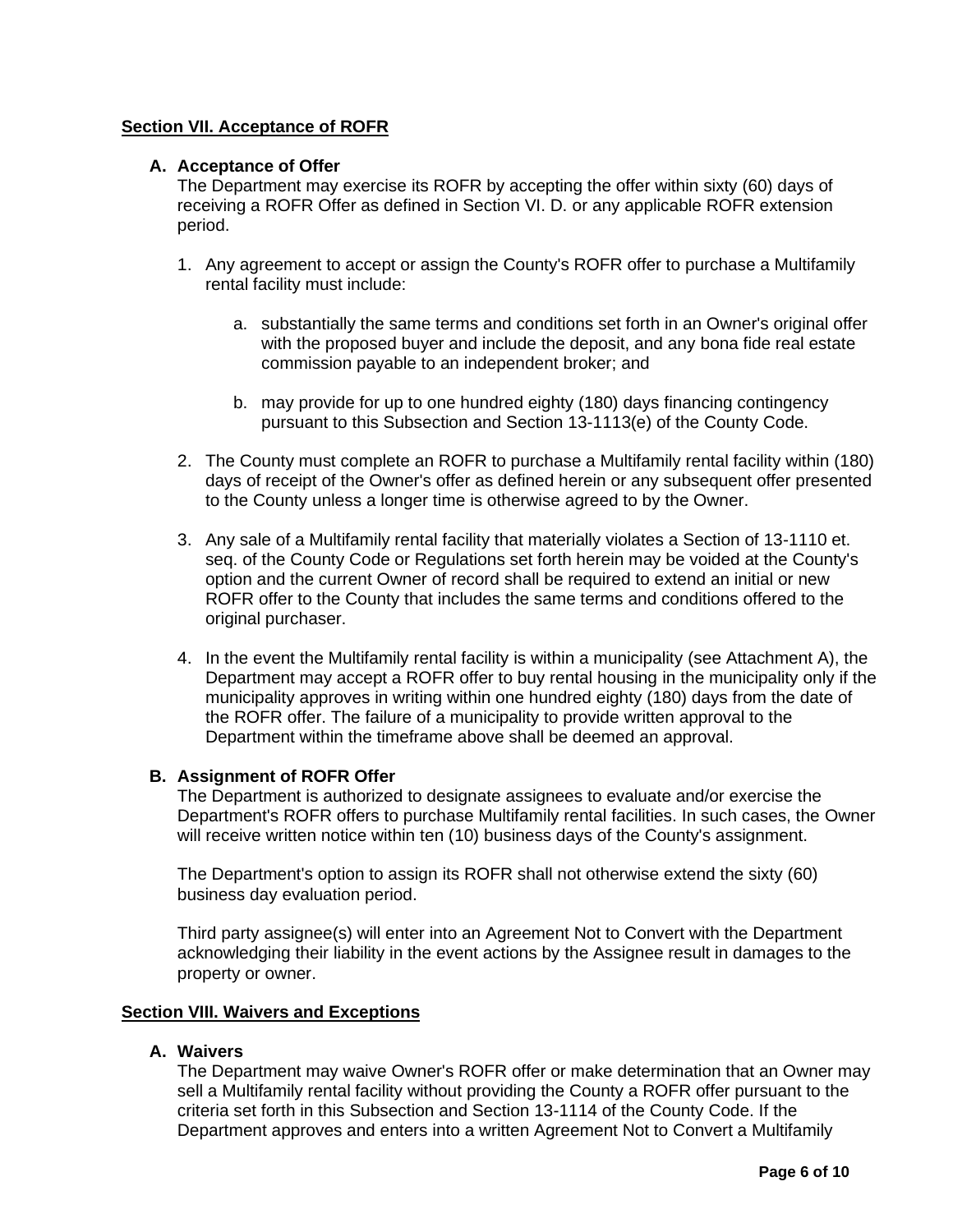### Section VII. Acceptance of ROFR

**A. Acceptance of Offer**

The Department may exercise its ROFR by accepting the offer within sixty (60) days of receiving a ROFR Offer as defined in Section VI. D. or any applicable ROFR extension period.

1. Any agreement to accept or assign the County's ROFR offer to purchase a Multifamily rental facility must include:

    a. substantially the same terms and conditions set forth in an Owner's original offer with the proposed buyer and include the deposit, and any bona fide real estate commission payable to an independent broker; and

    b. may provide for up to one hundred eighty (180) days financing contingency pursuant to this Subsection and Section 13-1113(e) of the County Code.

2. The County must complete an ROFR to purchase a Multifamily rental facility within (180) days of receipt of the Owner's offer as defined herein or any subsequent offer presented to the County unless a longer time is otherwise agreed to by the Owner.

3. Any sale of a Multifamily rental facility that materially violates a Section of 13-1110 et. seq. of the County Code or Regulations set forth herein may be voided at the County's option and the current Owner of record shall be required to extend an initial or new ROFR offer to the County that includes the same terms and conditions offered to the original purchaser.

4. In the event the Multifamily rental facility is within a municipality (see Attachment A), the Department may accept a ROFR offer to buy rental housing in the municipality only if the municipality approves in writing within one hundred eighty (180) days from the date of the ROFR offer. The failure of a municipality to provide written approval to the Department within the timeframe above shall be deemed an approval.

**B. Assignment of ROFR Offer**

The Department is authorized to designate assignees to evaluate and/or exercise the Department's ROFR offers to purchase Multifamily rental facilities. In such cases, the Owner will receive written notice within ten (10) business days of the County's assignment.

The Department's option to assign its ROFR shall not otherwise extend the sixty (60) business day evaluation period.

Third party assignee(s) will enter into an Agreement Not to Convert with the Department acknowledging their liability in the event actions by the Assignee result in damages to the property or owner.

### Section VIII. Waivers and Exceptions

**A. Waivers**

The Department may waive Owner's ROFR offer or make determination that an Owner may sell a Multifamily rental facility without providing the County a ROFR offer pursuant to the criteria set forth in this Subsection and Section 13-1114 of the County Code. If the Department approves and enters into a written Agreement Not to Convert a Multifamily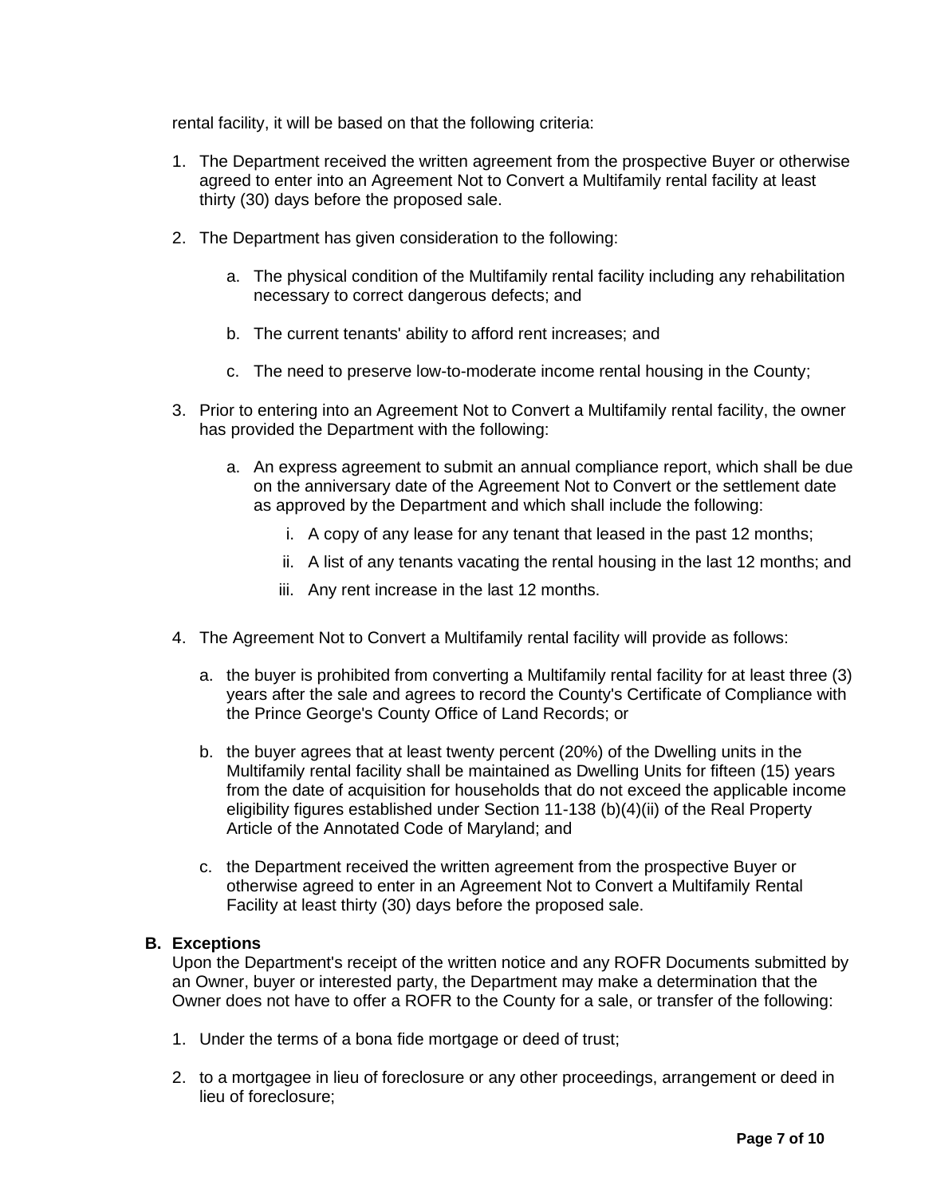rental facility, it will be based on that the following criteria:

1. The Department received the written agreement from the prospective Buyer or otherwise agreed to enter into an Agreement Not to Convert a Multifamily rental facility at least thirty (30) days before the proposed sale.

2. The Department has given consideration to the following:

   a. The physical condition of the Multifamily rental facility including any rehabilitation necessary to correct dangerous defects; and

   b. The current tenants' ability to afford rent increases; and

   c. The need to preserve low-to-moderate income rental housing in the County;

3. Prior to entering into an Agreement Not to Convert a Multifamily rental facility, the owner has provided the Department with the following:

   a. An express agreement to submit an annual compliance report, which shall be due on the anniversary date of the Agreement Not to Convert or the settlement date as approved by the Department and which shall include the following:

      i. A copy of any lease for any tenant that leased in the past 12 months;

      ii. A list of any tenants vacating the rental housing in the last 12 months; and

      iii. Any rent increase in the last 12 months.

4. The Agreement Not to Convert a Multifamily rental facility will provide as follows:

   a. the buyer is prohibited from converting a Multifamily rental facility for at least three (3) years after the sale and agrees to record the County's Certificate of Compliance with the Prince George's County Office of Land Records; or

   b. the buyer agrees that at least twenty percent (20%) of the Dwelling units in the Multifamily rental facility shall be maintained as Dwelling Units for fifteen (15) years from the date of acquisition for households that do not exceed the applicable income eligibility figures established under Section 11-138 (b)(4)(ii) of the Real Property Article of the Annotated Code of Maryland; and

   c. the Department received the written agreement from the prospective Buyer or otherwise agreed to enter in an Agreement Not to Convert a Multifamily Rental Facility at least thirty (30) days before the proposed sale.

**B. Exceptions**

Upon the Department's receipt of the written notice and any ROFR Documents submitted by an Owner, buyer or interested party, the Department may make a determination that the Owner does not have to offer a ROFR to the County for a sale, or transfer of the following:

1. Under the terms of a bona fide mortgage or deed of trust;

2. to a mortgagee in lieu of foreclosure or any other proceedings, arrangement or deed in lieu of foreclosure;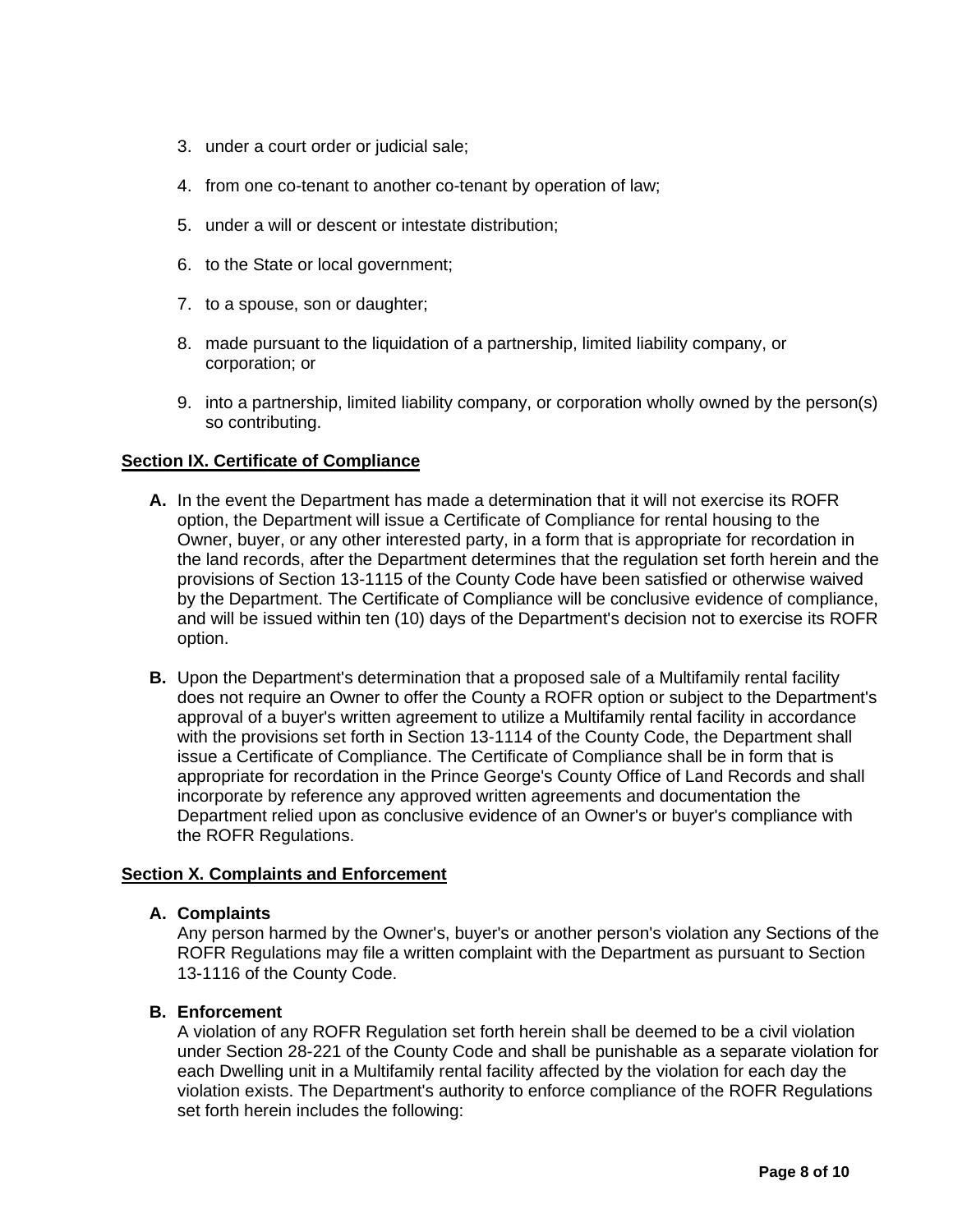3. under a court order or judicial sale;
4. from one co-tenant to another co-tenant by operation of law;
5. under a will or descent or intestate distribution;
6. to the State or local government;
7. to a spouse, son or daughter;
8. made pursuant to the liquidation of a partnership, limited liability company, or corporation; or
9. into a partnership, limited liability company, or corporation wholly owned by the person(s) so contributing.

## Section IX. Certificate of Compliance

**A.** In the event the Department has made a determination that it will not exercise its ROFR option, the Department will issue a Certificate of Compliance for rental housing to the Owner, buyer, or any other interested party, in a form that is appropriate for recordation in the land records, after the Department determines that the regulation set forth herein and the provisions of Section 13-1115 of the County Code have been satisfied or otherwise waived by the Department. The Certificate of Compliance will be conclusive evidence of compliance, and will be issued within ten (10) days of the Department's decision not to exercise its ROFR option.

**B.** Upon the Department's determination that a proposed sale of a Multifamily rental facility does not require an Owner to offer the County a ROFR option or subject to the Department's approval of a buyer's written agreement to utilize a Multifamily rental facility in accordance with the provisions set forth in Section 13-1114 of the County Code, the Department shall issue a Certificate of Compliance. The Certificate of Compliance shall be in form that is appropriate for recordation in the Prince George's County Office of Land Records and shall incorporate by reference any approved written agreements and documentation the Department relied upon as conclusive evidence of an Owner's or buyer's compliance with the ROFR Regulations.

## Section X. Complaints and Enforcement

**A. Complaints**
Any person harmed by the Owner's, buyer's or another person's violation any Sections of the ROFR Regulations may file a written complaint with the Department as pursuant to Section 13-1116 of the County Code.

**B. Enforcement**
A violation of any ROFR Regulation set forth herein shall be deemed to be a civil violation under Section 28-221 of the County Code and shall be punishable as a separate violation for each Dwelling unit in a Multifamily rental facility affected by the violation for each day the violation exists. The Department's authority to enforce compliance of the ROFR Regulations set forth herein includes the following: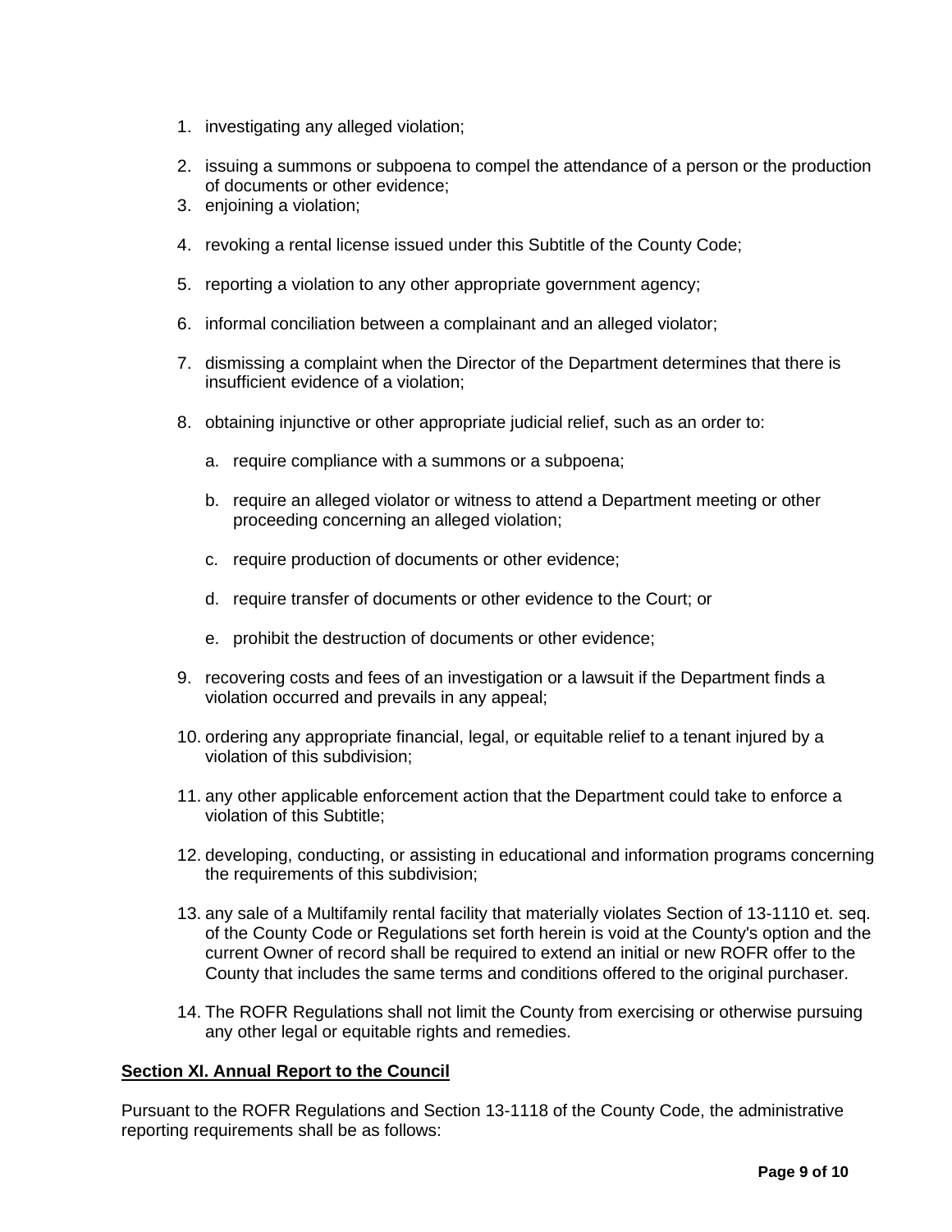1. investigating any alleged violation;
2. issuing a summons or subpoena to compel the attendance of a person or the production of documents or other evidence;
3. enjoining a violation;
4. revoking a rental license issued under this Subtitle of the County Code;
5. reporting a violation to any other appropriate government agency;
6. informal conciliation between a complainant and an alleged violator;
7. dismissing a complaint when the Director of the Department determines that there is insufficient evidence of a violation;
8. obtaining injunctive or other appropriate judicial relief, such as an order to:
   a. require compliance with a summons or a subpoena;
   b. require an alleged violator or witness to attend a Department meeting or other proceeding concerning an alleged violation;
   c. require production of documents or other evidence;
   d. require transfer of documents or other evidence to the Court; or
   e. prohibit the destruction of documents or other evidence;
9. recovering costs and fees of an investigation or a lawsuit if the Department finds a violation occurred and prevails in any appeal;
10. ordering any appropriate financial, legal, or equitable relief to a tenant injured by a violation of this subdivision;
11. any other applicable enforcement action that the Department could take to enforce a violation of this Subtitle;
12. developing, conducting, or assisting in educational and information programs concerning the requirements of this subdivision;
13. any sale of a Multifamily rental facility that materially violates Section of 13-1110 et. seq. of the County Code or Regulations set forth herein is void at the County's option and the current Owner of record shall be required to extend an initial or new ROFR offer to the County that includes the same terms and conditions offered to the original purchaser.
14. The ROFR Regulations shall not limit the County from exercising or otherwise pursuing any other legal or equitable rights and remedies.

**Section XI. Annual Report to the Council**

Pursuant to the ROFR Regulations and Section 13-1118 of the County Code, the administrative reporting requirements shall be as follows: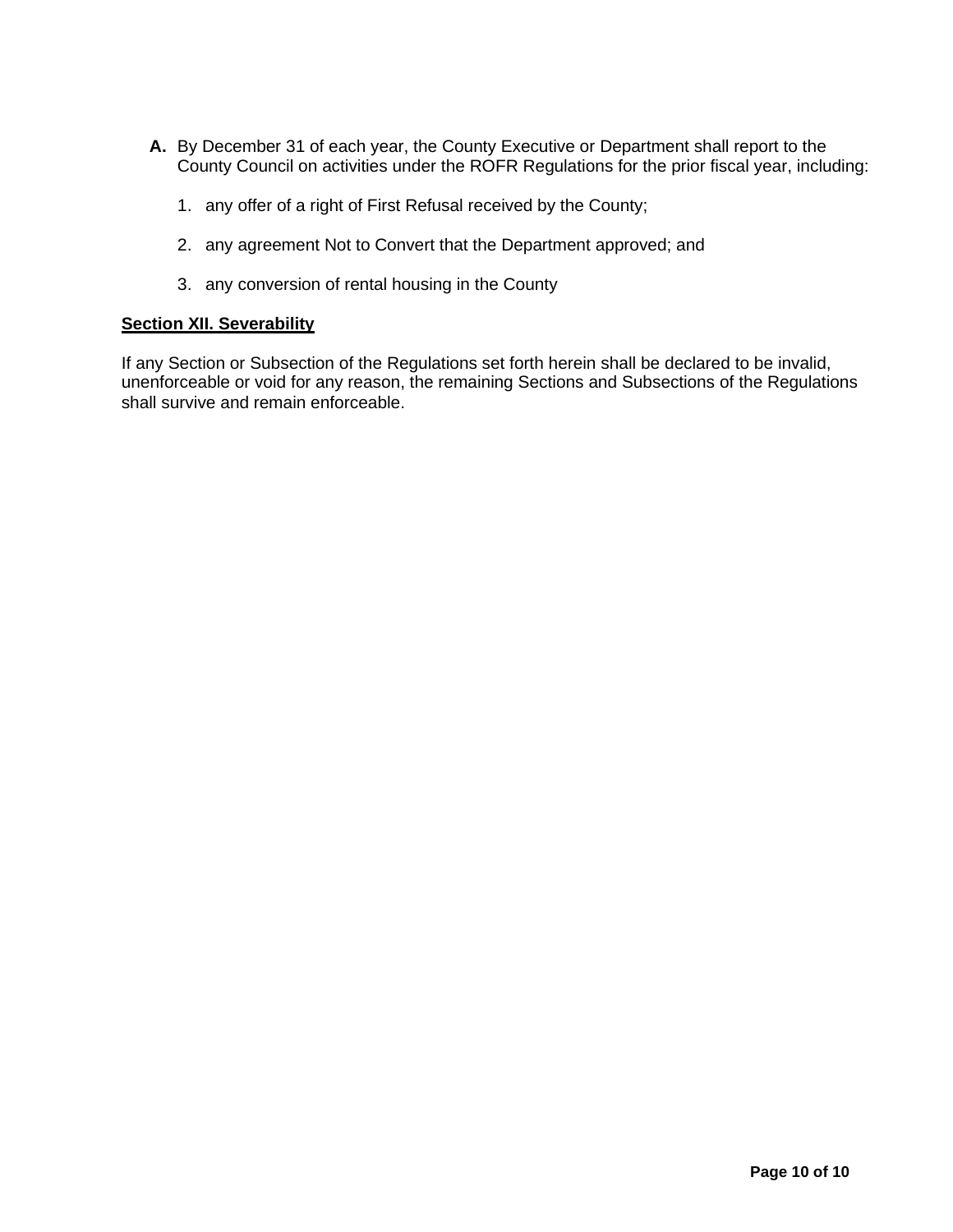**A.** By December 31 of each year, the County Executive or Department shall report to the County Council on activities under the ROFR Regulations for the prior fiscal year, including:

1. any offer of a right of First Refusal received by the County;

2. any agreement Not to Convert that the Department approved; and

3. any conversion of rental housing in the County

**Section XII. Severability**

If any Section or Subsection of the Regulations set forth herein shall be declared to be invalid, unenforceable or void for any reason, the remaining Sections and Subsections of the Regulations shall survive and remain enforceable.